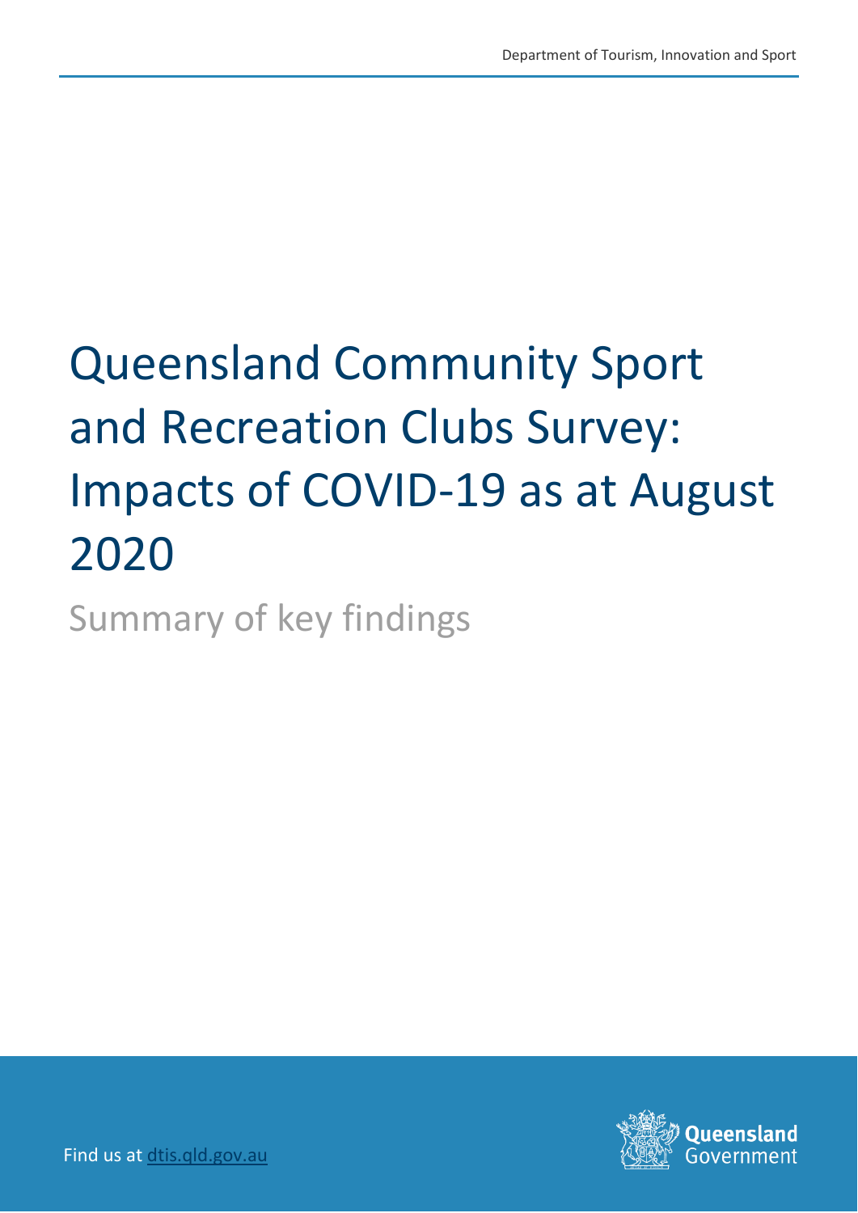# Queensland Community Sport and Recreation Clubs Survey: Impacts of COVID-19 as at August 2020

Summary of key findings

Find us at [dtis.qld.gov.au](dtis.qld.gov.au)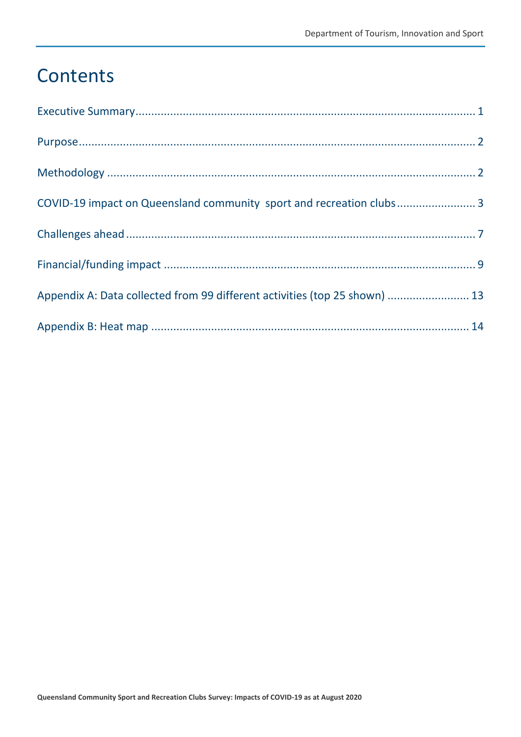# Contents

Executive Summary ........................................................................................................ 1

Purpose........................................................................................................................ 2

Methodology ................................................................................................................ 2

COVID-19 impact on Queensland community sport and recreation clubs ......................... 3

Challenges ahead .......................................................................................................... 7

Financial/funding impact ................................................................................................ 9

Appendix A: Data collected from 99 different activities (top 25 shown) .......................... 13

Appendix B: Heat map .................................................................................................. 14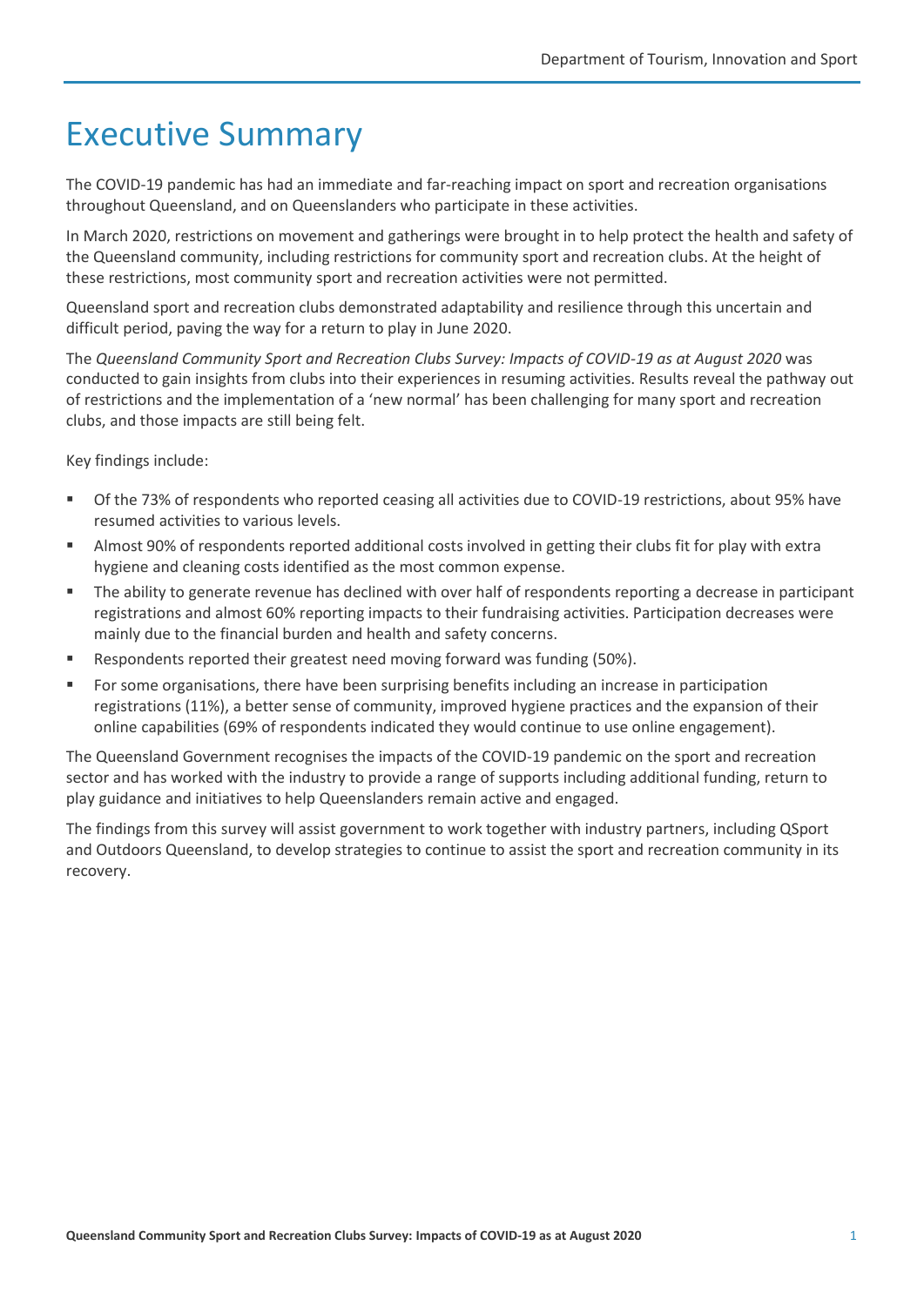# Executive Summary

The COVID-19 pandemic has had an immediate and far-reaching impact on sport and recreation organisations throughout Queensland, and on Queenslanders who participate in these activities.

In March 2020, restrictions on movement and gatherings were brought in to help protect the health and safety of the Queensland community, including restrictions for community sport and recreation clubs. At the height of these restrictions, most community sport and recreation activities were not permitted.

Queensland sport and recreation clubs demonstrated adaptability and resilience through this uncertain and difficult period, paving the way for a return to play in June 2020.

The *Queensland Community Sport and Recreation Clubs Survey: Impacts of COVID-19 as at August 2020* was conducted to gain insights from clubs into their experiences in resuming activities. Results reveal the pathway out of restrictions and the implementation of a 'new normal' has been challenging for many sport and recreation clubs, and those impacts are still being felt.

Key findings include:

- Of the 73% of respondents who reported ceasing all activities due to COVID-19 restrictions, about 95% have resumed activities to various levels.
- Almost 90% of respondents reported additional costs involved in getting their clubs fit for play with extra hygiene and cleaning costs identified as the most common expense.
- The ability to generate revenue has declined with over half of respondents reporting a decrease in participant registrations and almost 60% reporting impacts to their fundraising activities. Participation decreases were mainly due to the financial burden and health and safety concerns.
- Respondents reported their greatest need moving forward was funding (50%).
- For some organisations, there have been surprising benefits including an increase in participation registrations (11%), a better sense of community, improved hygiene practices and the expansion of their online capabilities (69% of respondents indicated they would continue to use online engagement).

The Queensland Government recognises the impacts of the COVID-19 pandemic on the sport and recreation sector and has worked with the industry to provide a range of supports including additional funding, return to play guidance and initiatives to help Queenslanders remain active and engaged.

The findings from this survey will assist government to work together with industry partners, including QSport and Outdoors Queensland, to develop strategies to continue to assist the sport and recreation community in its recovery.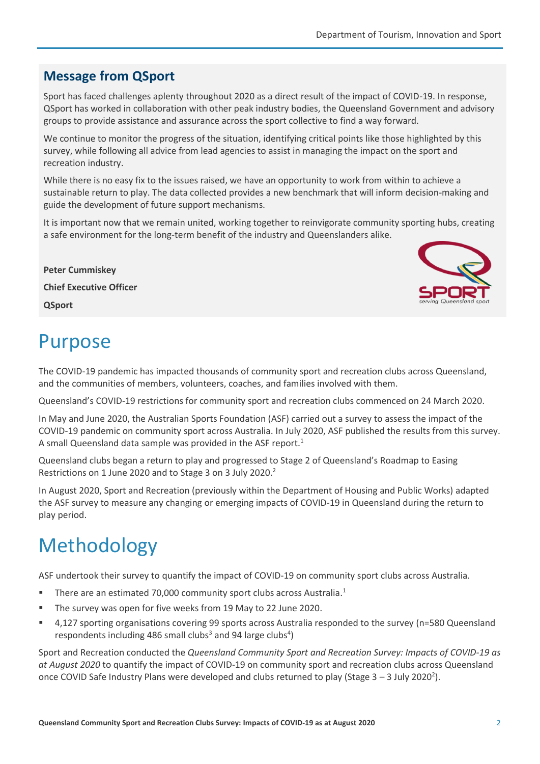## Message from QSport

Sport has faced challenges aplenty throughout 2020 as a direct result of the impact of COVID-19. In response, QSport has worked in collaboration with other peak industry bodies, the Queensland Government and advisory groups to provide assistance and assurance across the sport collective to find a way forward.

We continue to monitor the progress of the situation, identifying critical points like those highlighted by this survey, while following all advice from lead agencies to assist in managing the impact on the sport and recreation industry.

While there is no easy fix to the issues raised, we have an opportunity to work from within to achieve a sustainable return to play. The data collected provides a new benchmark that will inform decision-making and guide the development of future support mechanisms.

It is important now that we remain united, working together to reinvigorate community sporting hubs, creating a safe environment for the long-term benefit of the industry and Queenslanders alike.

**Peter Cummiskey**

**Chief Executive Officer**

**QSport**

# Purpose

The COVID-19 pandemic has impacted thousands of community sport and recreation clubs across Queensland, and the communities of members, volunteers, coaches, and families involved with them.

Queensland's COVID-19 restrictions for community sport and recreation clubs commenced on 24 March 2020.

In May and June 2020, the Australian Sports Foundation (ASF) carried out a survey to assess the impact of the COVID-19 pandemic on community sport across Australia. In July 2020, ASF published the results from this survey. A small Queensland data sample was provided in the ASF report.[1]

Queensland clubs began a return to play and progressed to Stage 2 of Queensland's Roadmap to Easing Restrictions on 1 June 2020 and to Stage 3 on 3 July 2020.[2]

In August 2020, Sport and Recreation (previously within the Department of Housing and Public Works) adapted the ASF survey to measure any changing or emerging impacts of COVID-19 in Queensland during the return to play period.

# Methodology

ASF undertook their survey to quantify the impact of COVID-19 on community sport clubs across Australia.

- There are an estimated 70,000 community sport clubs across Australia.[1]
- The survey was open for five weeks from 19 May to 22 June 2020.
- 4,127 sporting organisations covering 99 sports across Australia responded to the survey (n=580 Queensland respondents including 486 small clubs[3] and 94 large clubs[4])

Sport and Recreation conducted the *Queensland Community Sport and Recreation Survey: Impacts of COVID-19 as at August 2020* to quantify the impact of COVID-19 on community sport and recreation clubs across Queensland once COVID Safe Industry Plans were developed and clubs returned to play (Stage 3 – 3 July 2020[2]).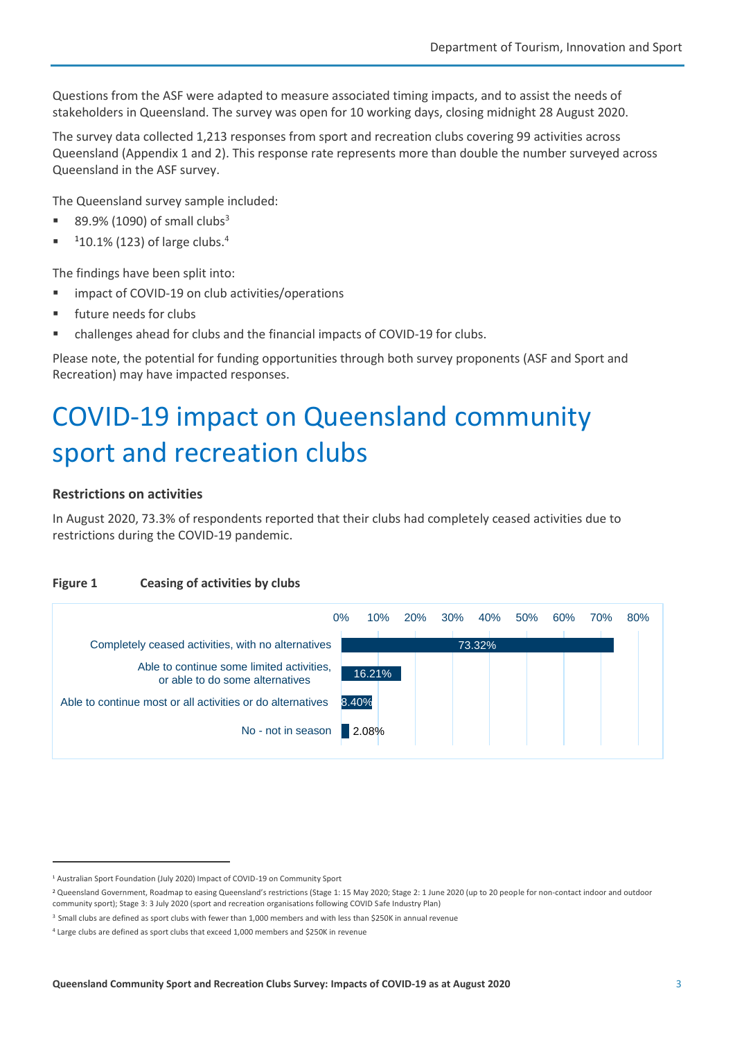Questions from the ASF were adapted to measure associated timing impacts, and to assist the needs of stakeholders in Queensland. The survey was open for 10 working days, closing midnight 28 August 2020.

The survey data collected 1,213 responses from sport and recreation clubs covering 99 activities across Queensland (Appendix 1 and 2). This response rate represents more than double the number surveyed across Queensland in the ASF survey.

The Queensland survey sample included:

- 89.9% (1090) of small clubs[3]
- [1]10.1% (123) of large clubs.[4]

The findings have been split into:

- impact of COVID-19 on club activities/operations
- future needs for clubs
- challenges ahead for clubs and the financial impacts of COVID-19 for clubs.

Please note, the potential for funding opportunities through both survey proponents (ASF and Sport and Recreation) may have impacted responses.

# COVID-19 impact on Queensland community sport and recreation clubs

### Restrictions on activities

In August 2020, 73.3% of respondents reported that their clubs had completely ceased activities due to restrictions during the COVID-19 pandemic.

**Figure 1 Ceasing of activities by clubs**

0% 10% 20% 30% 40% 50% 60% 70% 80%

Completely ceased activities, with no alternatives 73.32%

Able to continue some limited activities, or able to do some alternatives 16.21%

Able to continue most or all activities or do alternatives 8.40%

No - not in season 2.08%

---

[1] Australian Sport Foundation (July 2020) Impact of COVID-19 on Community Sport

[2] Queensland Government, Roadmap to easing Queensland's restrictions (Stage 1: 15 May 2020; Stage 2: 1 June 2020 (up to 20 people for non-contact indoor and outdoor community sport); Stage 3: 3 July 2020 (sport and recreation organisations following COVID Safe Industry Plan)

[3] Small clubs are defined as sport clubs with fewer than 1,000 members and with less than $250K in annual revenue

[4] Large clubs are defined as sport clubs that exceed 1,000 members and $250K in revenue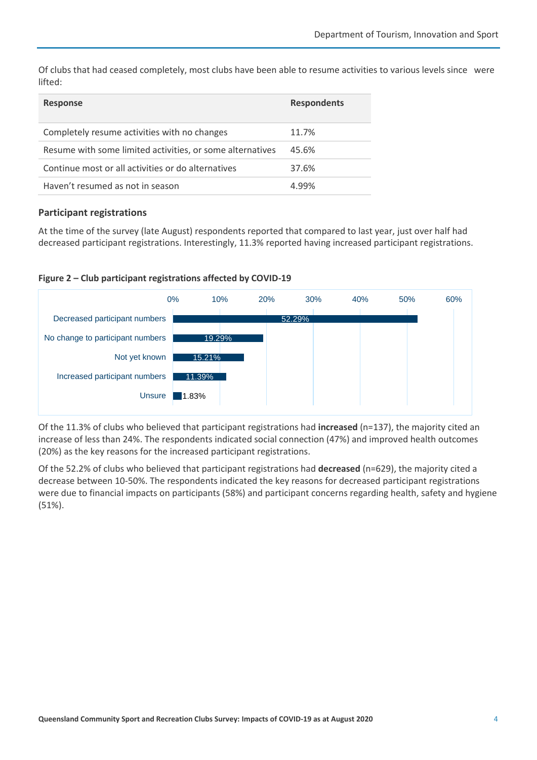Of clubs that had ceased completely, most clubs have been able to resume activities to various levels since  were lifted:

| Response | Respondents |
| --- | --- |
| Completely resume activities with no changes | 11.7% |
| Resume with some limited activities, or some alternatives | 45.6% |
| Continue most or all activities or do alternatives | 37.6% |
| Haven't resumed as not in season | 4.99% |

### Participant registrations

At the time of the survey (late August) respondents reported that compared to last year, just over half had decreased participant registrations. Interestingly, 11.3% reported having increased participant registrations.

**Figure 2 – Club participant registrations affected by COVID-19**

0% 10% 20% 30% 40% 50% 60%

Decreased participant numbers 52.29%

No change to participant numbers 19.29%

Not yet known 15.21%

Increased participant numbers 11.39%

Unsure 1.83%

Of the 11.3% of clubs who believed that participant registrations had **increased** (n=137), the majority cited an increase of less than 24%. The respondents indicated social connection (47%) and improved health outcomes (20%) as the key reasons for the increased participant registrations.

Of the 52.2% of clubs who believed that participant registrations had **decreased** (n=629), the majority cited a decrease between 10-50%. The respondents indicated the key reasons for decreased participant registrations were due to financial impacts on participants (58%) and participant concerns regarding health, safety and hygiene (51%).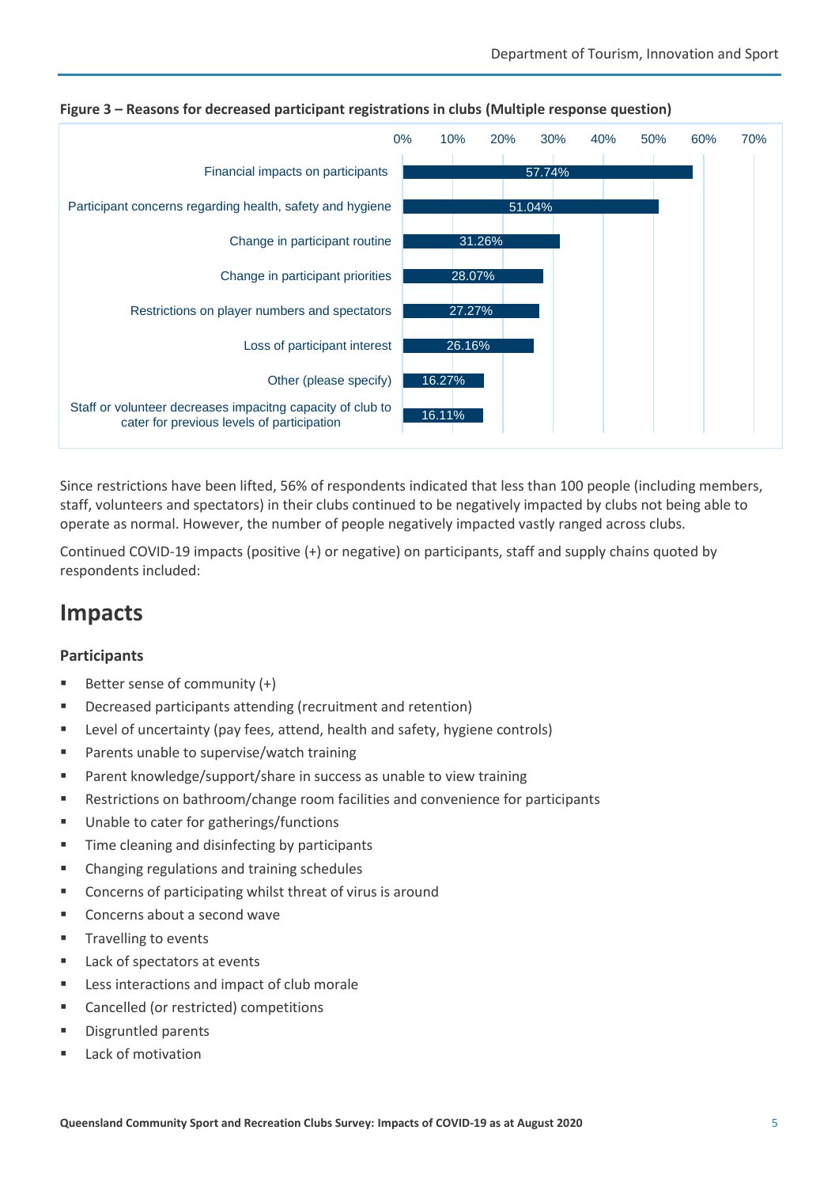**Figure 3 – Reasons for decreased participant registrations in clubs (Multiple response question)**

| Reason | Percentage |
| --- | --- |
| Financial impacts on participants | 57.74% |
| Participant concerns regarding health, safety and hygiene | 51.04% |
| Change in participant routine | 31.26% |
| Change in participant priorities | 28.07% |
| Restrictions on player numbers and spectators | 27.27% |
| Loss of participant interest | 26.16% |
| Other (please specify) | 16.27% |
| Staff or volunteer decreases impacitng capacity of club to cater for previous levels of participation | 16.11% |

Since restrictions have been lifted, 56% of respondents indicated that less than 100 people (including members, staff, volunteers and spectators) in their clubs continued to be negatively impacted by clubs not being able to operate as normal. However, the number of people negatively impacted vastly ranged across clubs.

Continued COVID-19 impacts (positive (+) or negative) on participants, staff and supply chains quoted by respondents included:

## Impacts

### Participants

- Better sense of community (+)
- Decreased participants attending (recruitment and retention)
- Level of uncertainty (pay fees, attend, health and safety, hygiene controls)
- Parents unable to supervise/watch training
- Parent knowledge/support/share in success as unable to view training
- Restrictions on bathroom/change room facilities and convenience for participants
- Unable to cater for gatherings/functions
- Time cleaning and disinfecting by participants
- Changing regulations and training schedules
- Concerns of participating whilst threat of virus is around
- Concerns about a second wave
- Travelling to events
- Lack of spectators at events
- Less interactions and impact of club morale
- Cancelled (or restricted) competitions
- Disgruntled parents
- Lack of motivation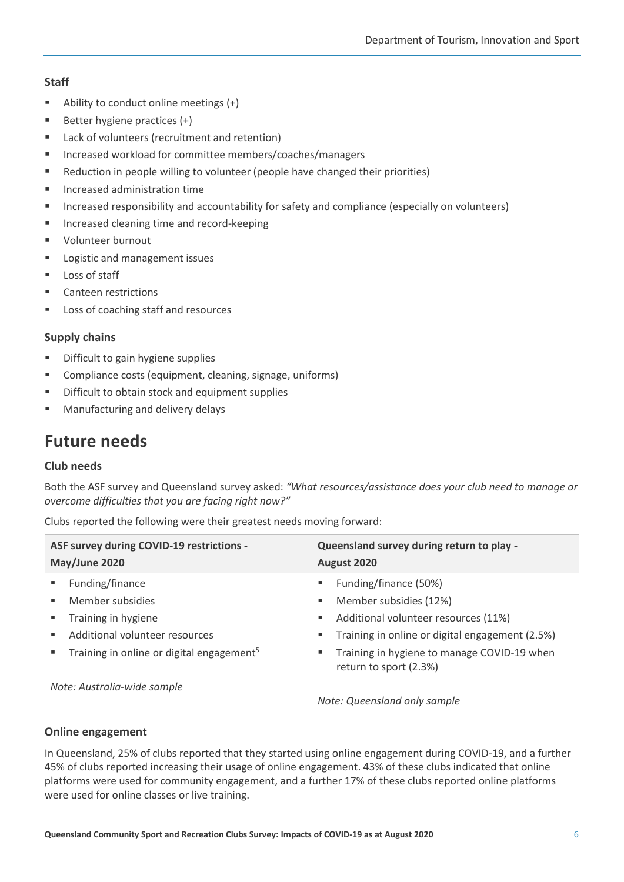### Staff

- Ability to conduct online meetings (+)
- Better hygiene practices (+)
- Lack of volunteers (recruitment and retention)
- Increased workload for committee members/coaches/managers
- Reduction in people willing to volunteer (people have changed their priorities)
- Increased administration time
- Increased responsibility and accountability for safety and compliance (especially on volunteers)
- Increased cleaning time and record-keeping
- Volunteer burnout
- Logistic and management issues
- Loss of staff
- Canteen restrictions
- Loss of coaching staff and resources

### Supply chains

- Difficult to gain hygiene supplies
- Compliance costs (equipment, cleaning, signage, uniforms)
- Difficult to obtain stock and equipment supplies
- Manufacturing and delivery delays

## Future needs

### Club needs

Both the ASF survey and Queensland survey asked: *"What resources/assistance does your club need to manage or overcome difficulties that you are facing right now?"*

Clubs reported the following were their greatest needs moving forward:

| ASF survey during COVID-19 restrictions - May/June 2020 | Queensland survey during return to play - August 2020 |
|---|---|
| • Funding/finance<br>• Member subsidies<br>• Training in hygiene<br>• Additional volunteer resources<br>• Training in online or digital engagement[5]<br><br>*Note: Australia-wide sample* | • Funding/finance (50%)<br>• Member subsidies (12%)<br>• Additional volunteer resources (11%)<br>• Training in online or digital engagement (2.5%)<br>• Training in hygiene to manage COVID-19 when return to sport (2.3%)<br><br>*Note: Queensland only sample* |

### Online engagement

In Queensland, 25% of clubs reported that they started using online engagement during COVID-19, and a further 45% of clubs reported increasing their usage of online engagement. 43% of these clubs indicated that online platforms were used for community engagement, and a further 17% of these clubs reported online platforms were used for online classes or live training.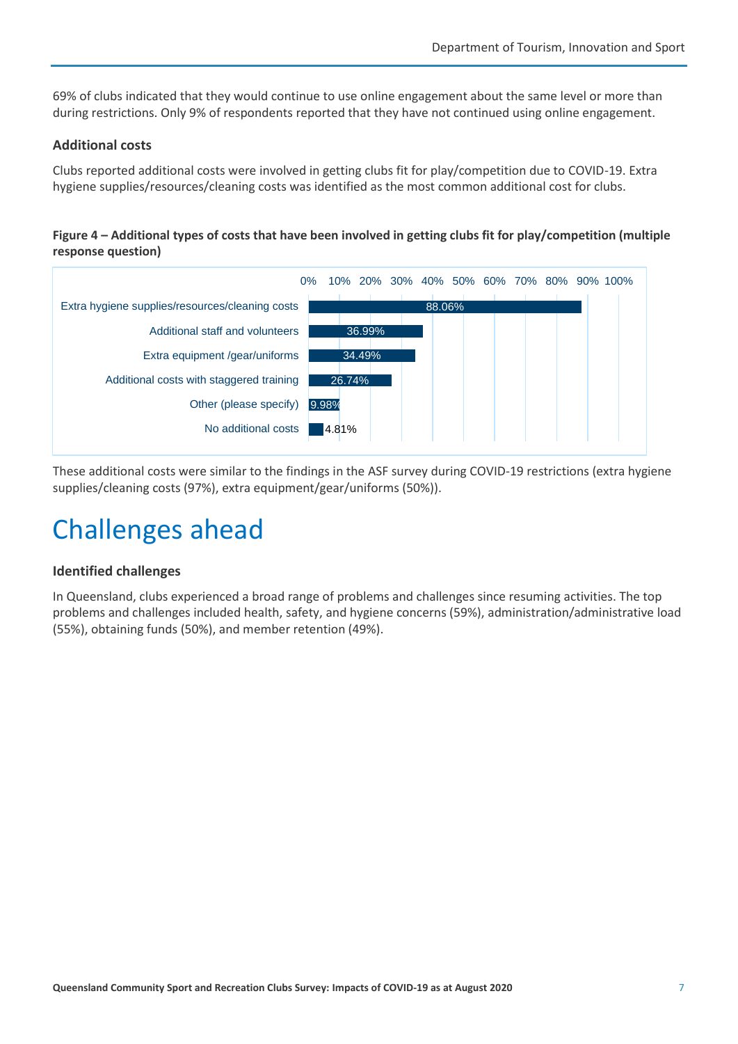69% of clubs indicated that they would continue to use online engagement about the same level or more than during restrictions. Only 9% of respondents reported that they have not continued using online engagement.

### Additional costs

Clubs reported additional costs were involved in getting clubs fit for play/competition due to COVID-19. Extra hygiene supplies/resources/cleaning costs was identified as the most common additional cost for clubs.

**Figure 4 – Additional types of costs that have been involved in getting clubs fit for play/competition (multiple response question)**

| Cost type | Percentage |
| --- | --- |
| Extra hygiene supplies/resources/cleaning costs | 88.06% |
| Additional staff and volunteers | 36.99% |
| Extra equipment /gear/uniforms | 34.49% |
| Additional costs with staggered training | 26.74% |
| Other (please specify) | 9.98% |
| No additional costs | 4.81% |

These additional costs were similar to the findings in the ASF survey during COVID-19 restrictions (extra hygiene supplies/cleaning costs (97%), extra equipment/gear/uniforms (50%)).

# Challenges ahead

### Identified challenges

In Queensland, clubs experienced a broad range of problems and challenges since resuming activities. The top problems and challenges included health, safety, and hygiene concerns (59%), administration/administrative load (55%), obtaining funds (50%), and member retention (49%).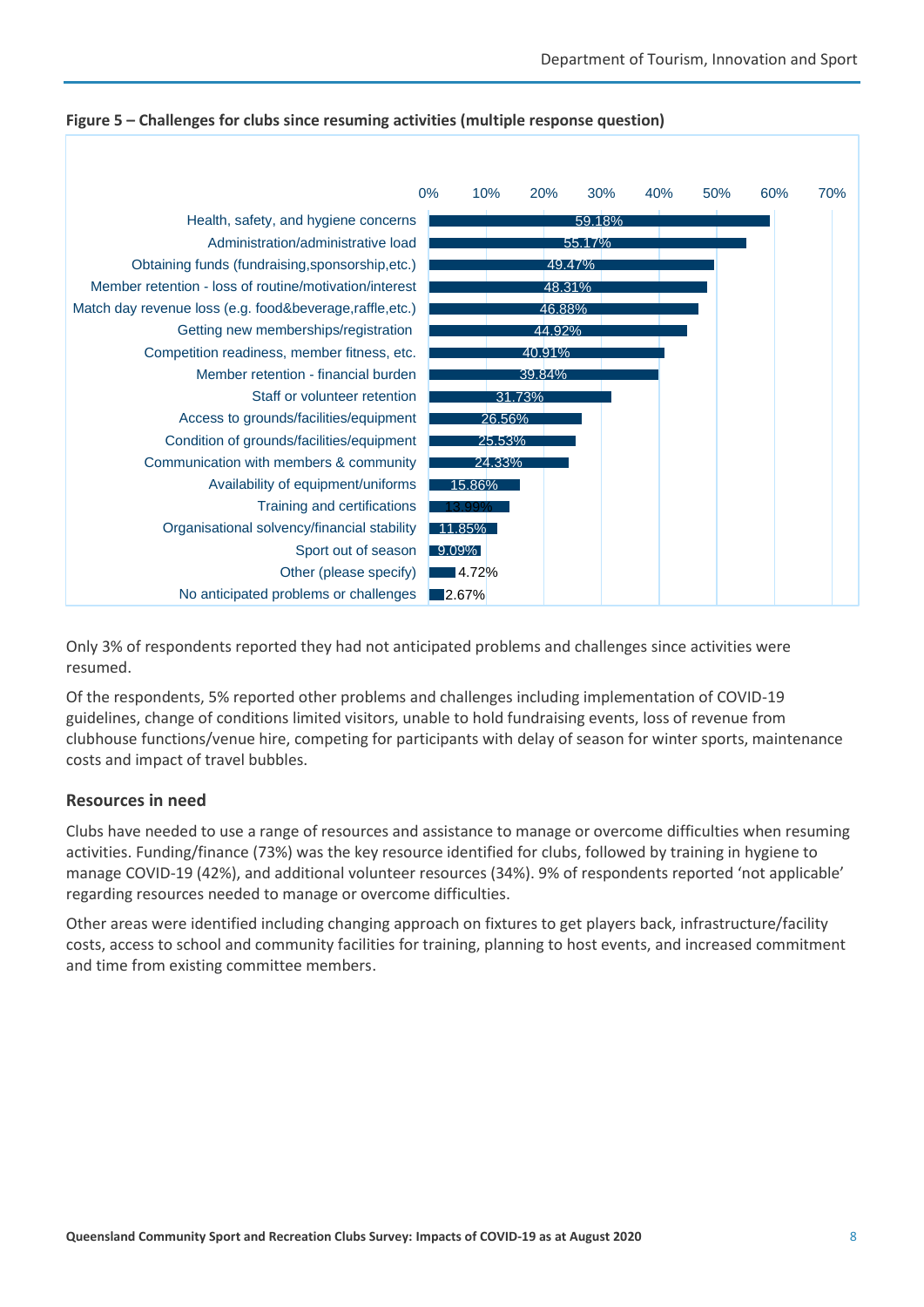**Figure 5 – Challenges for clubs since resuming activities (multiple response question)**

0% 10% 20% 30% 40% 50% 60% 70%

Health, safety, and hygiene concerns 59.18%
Administration/administrative load 55.17%
Obtaining funds (fundraising,sponsorship,etc.) 49.47%
Member retention - loss of routine/motivation/interest 48.31%
Match day revenue loss (e.g. food&beverage,raffle,etc.) 46.88%
Getting new memberships/registration 44.92%
Competition readiness, member fitness, etc. 40.91%
Member retention - financial burden 39.84%
Staff or volunteer retention 31.73%
Access to grounds/facilities/equipment 26.56%
Condition of grounds/facilities/equipment 25.53%
Communication with members & community 24.33%
Availability of equipment/uniforms 15.86%
Training and certifications 13.99%
Organisational solvency/financial stability 11.85%
Sport out of season 9.09%
Other (please specify) 4.72%
No anticipated problems or challenges 2.67%

Only 3% of respondents reported they had not anticipated problems and challenges since activities were resumed.

Of the respondents, 5% reported other problems and challenges including implementation of COVID-19 guidelines, change of conditions limited visitors, unable to hold fundraising events, loss of revenue from clubhouse functions/venue hire, competing for participants with delay of season for winter sports, maintenance costs and impact of travel bubbles.

### Resources in need

Clubs have needed to use a range of resources and assistance to manage or overcome difficulties when resuming activities. Funding/finance (73%) was the key resource identified for clubs, followed by training in hygiene to manage COVID-19 (42%), and additional volunteer resources (34%). 9% of respondents reported 'not applicable' regarding resources needed to manage or overcome difficulties.

Other areas were identified including changing approach on fixtures to get players back, infrastructure/facility costs, access to school and community facilities for training, planning to host events, and increased commitment and time from existing committee members.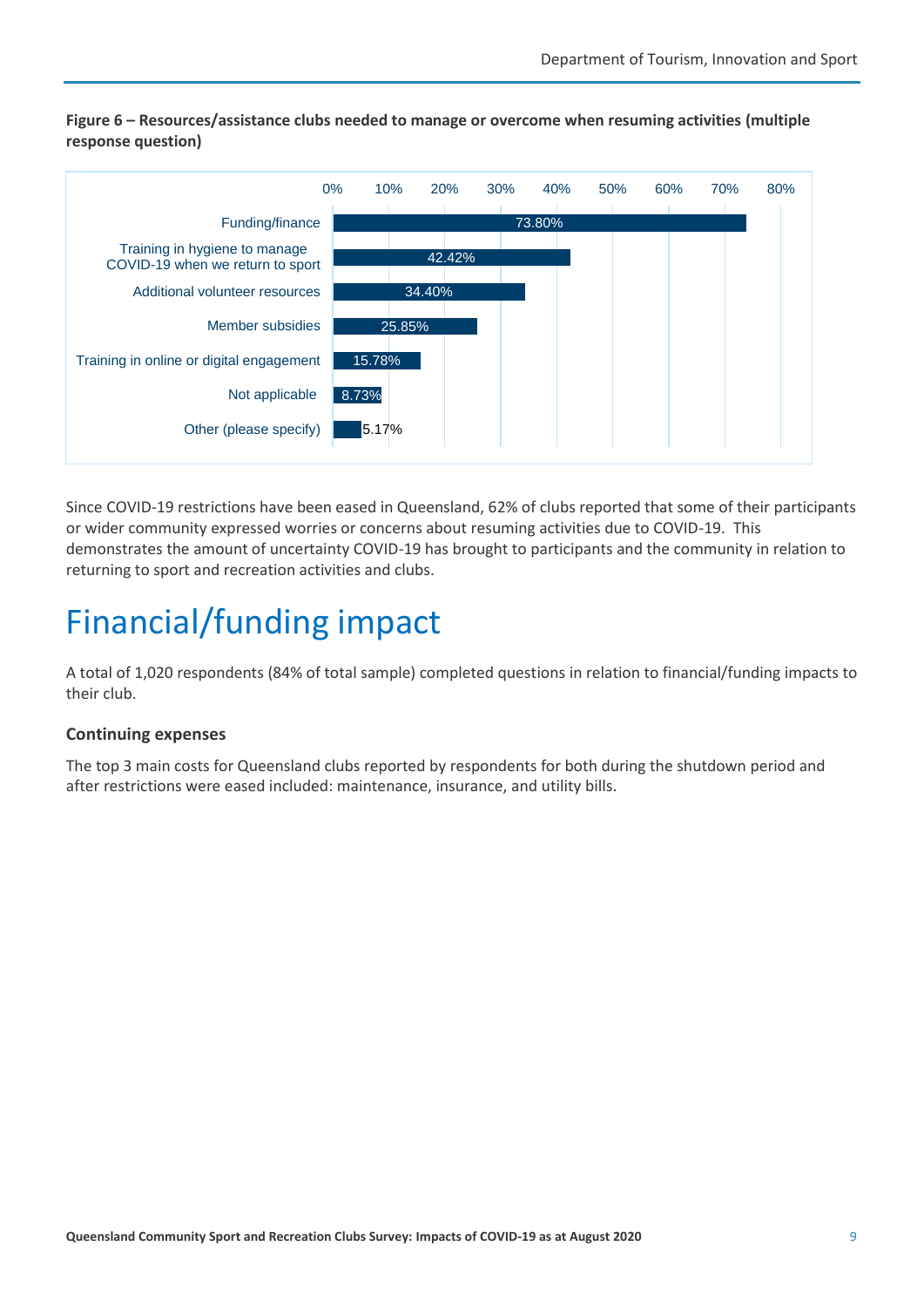**Figure 6 – Resources/assistance clubs needed to manage or overcome when resuming activities (multiple response question)**

0% 10% 20% 30% 40% 50% 60% 70% 80%

Funding/finance 73.80%

Training in hygiene to manage COVID-19 when we return to sport 42.42%

Additional volunteer resources 34.40%

Member subsidies 25.85%

Training in online or digital engagement 15.78%

Not applicable 8.73%

Other (please specify) 5.17%

Since COVID-19 restrictions have been eased in Queensland, 62% of clubs reported that some of their participants or wider community expressed worries or concerns about resuming activities due to COVID-19. This demonstrates the amount of uncertainty COVID-19 has brought to participants and the community in relation to returning to sport and recreation activities and clubs.

# Financial/funding impact

A total of 1,020 respondents (84% of total sample) completed questions in relation to financial/funding impacts to their club.

### Continuing expenses

The top 3 main costs for Queensland clubs reported by respondents for both during the shutdown period and after restrictions were eased included: maintenance, insurance, and utility bills.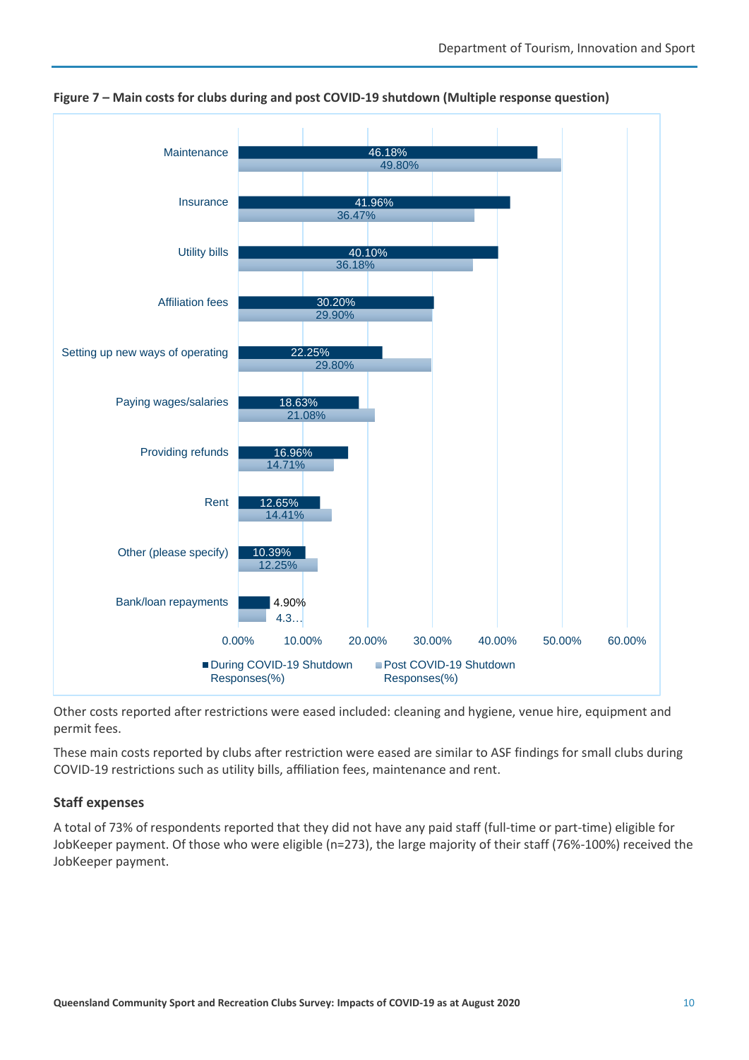**Figure 7 – Main costs for clubs during and post COVID-19 shutdown (Multiple response question)**

Maintenance
46.18%
49.80%

Insurance
41.96%
36.47%

Utility bills
40.10%
36.18%

Affiliation fees
30.20%
29.90%

Setting up new ways of operating
22.25%
29.80%

Paying wages/salaries
18.63%
21.08%

Providing refunds
16.96%
14.71%

Rent
12.65%
14.41%

Other (please specify)
10.39%
12.25%

Bank/loan repayments
4.90%
4.3…

0.00% 10.00% 20.00% 30.00% 40.00% 50.00% 60.00%

During COVID-19 Shutdown Responses(%)
Post COVID-19 Shutdown Responses(%)

Other costs reported after restrictions were eased included: cleaning and hygiene, venue hire, equipment and permit fees.

These main costs reported by clubs after restriction were eased are similar to ASF findings for small clubs during COVID-19 restrictions such as utility bills, affiliation fees, maintenance and rent.

### Staff expenses

A total of 73% of respondents reported that they did not have any paid staff (full-time or part-time) eligible for JobKeeper payment. Of those who were eligible (n=273), the large majority of their staff (76%-100%) received the JobKeeper payment.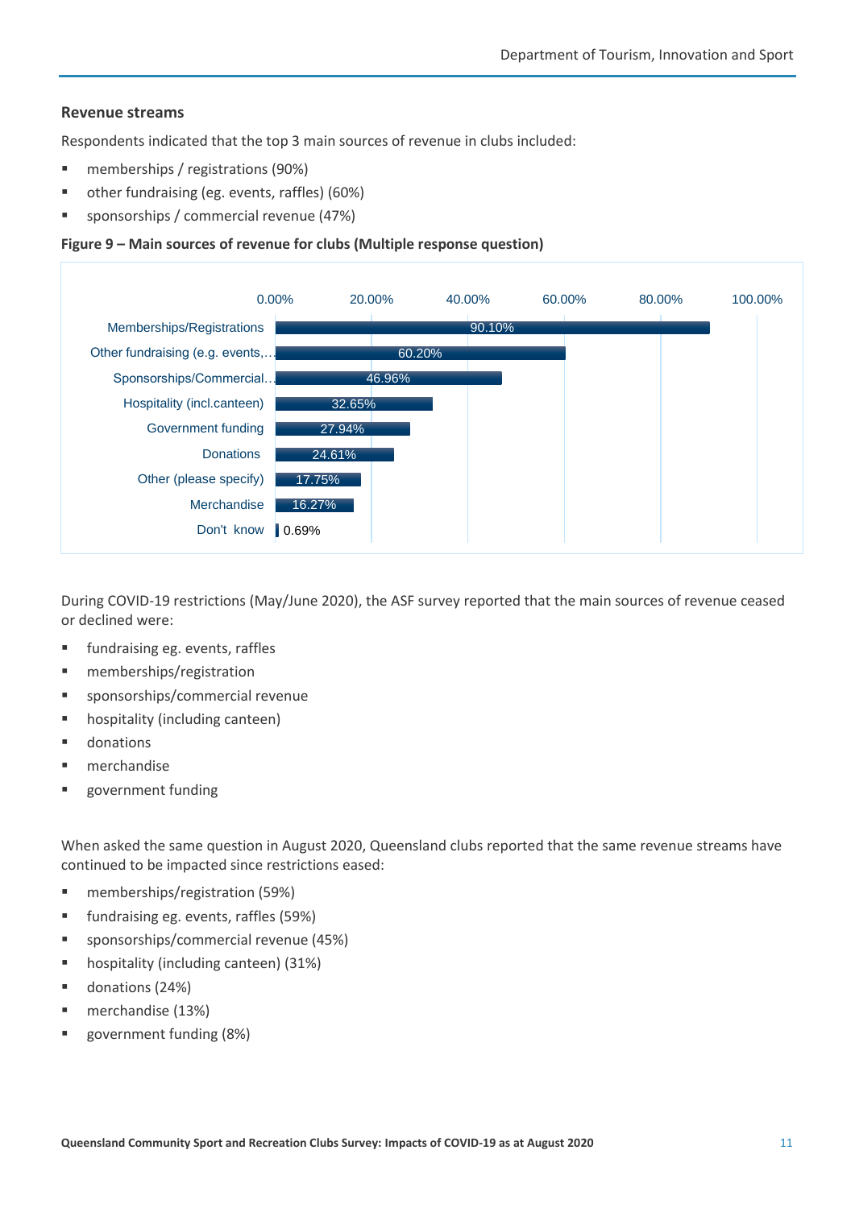### Revenue streams

Respondents indicated that the top 3 main sources of revenue in clubs included:

- memberships / registrations (90%)
- other fundraising (eg. events, raffles) (60%)
- sponsorships / commercial revenue (47%)

**Figure 9 – Main sources of revenue for clubs (Multiple response question)**

0.00% 20.00% 40.00% 60.00% 80.00% 100.00%

Memberships/Registrations 90.10%
Other fundraising (e.g. events,… 60.20%
Sponsorships/Commercial… 46.96%
Hospitality (incl.canteen) 32.65%
Government funding 27.94%
Donations 24.61%
Other (please specify) 17.75%
Merchandise 16.27%
Don't know 0.69%

During COVID-19 restrictions (May/June 2020), the ASF survey reported that the main sources of revenue ceased or declined were:

- fundraising eg. events, raffles
- memberships/registration
- sponsorships/commercial revenue
- hospitality (including canteen)
- donations
- merchandise
- government funding

When asked the same question in August 2020, Queensland clubs reported that the same revenue streams have continued to be impacted since restrictions eased:

- memberships/registration (59%)
- fundraising eg. events, raffles (59%)
- sponsorships/commercial revenue (45%)
- hospitality (including canteen) (31%)
- donations (24%)
- merchandise (13%)
- government funding (8%)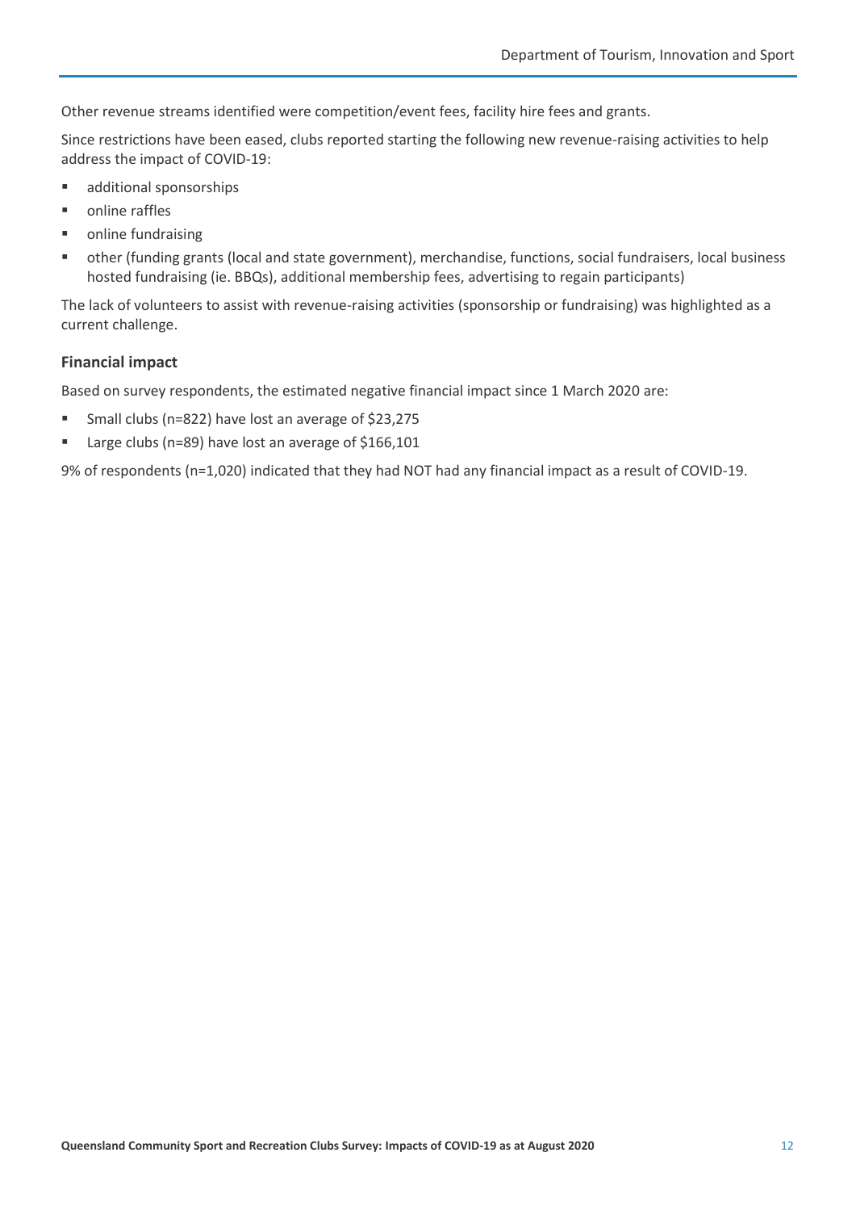Other revenue streams identified were competition/event fees, facility hire fees and grants.

Since restrictions have been eased, clubs reported starting the following new revenue-raising activities to help address the impact of COVID-19:

- additional sponsorships
- online raffles
- online fundraising
- other (funding grants (local and state government), merchandise, functions, social fundraisers, local business hosted fundraising (ie. BBQs), additional membership fees, advertising to regain participants)

The lack of volunteers to assist with revenue-raising activities (sponsorship or fundraising) was highlighted as a current challenge.

### Financial impact

Based on survey respondents, the estimated negative financial impact since 1 March 2020 are:

- Small clubs (n=822) have lost an average of $23,275
- Large clubs (n=89) have lost an average of $166,101

9% of respondents (n=1,020) indicated that they had NOT had any financial impact as a result of COVID-19.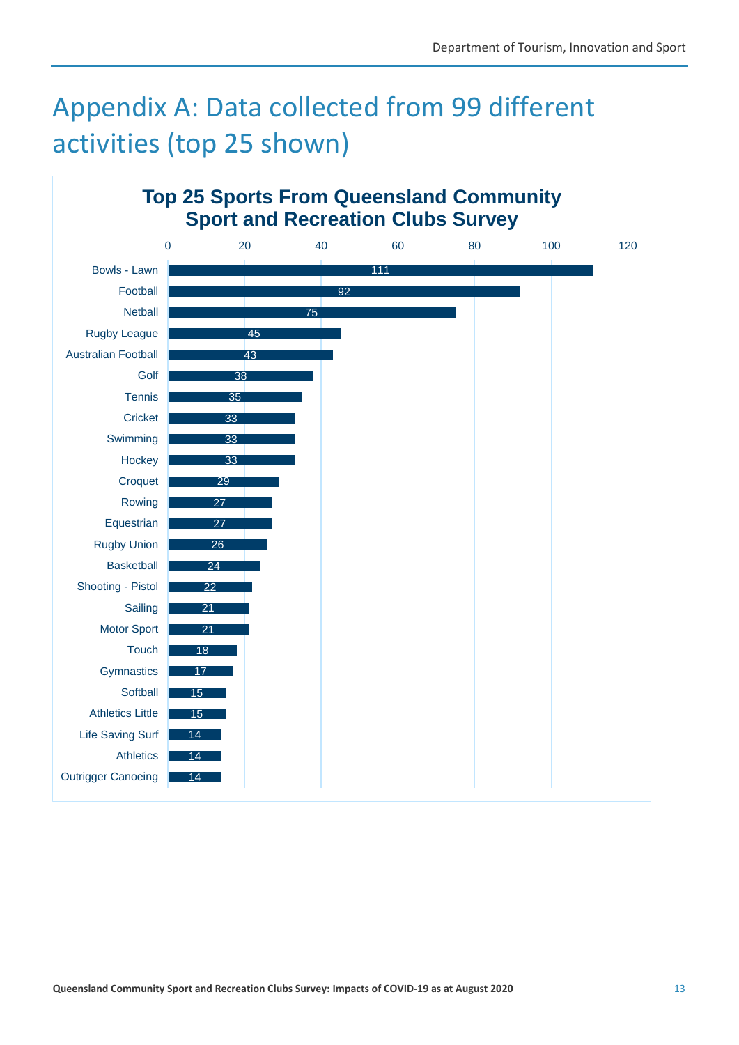# Appendix A: Data collected from 99 different activities (top 25 shown)

**Top 25 Sports From Queensland Community Sport and Recreation Clubs Survey**

0 20 40 60 80 100 120

Bowls - Lawn 111
Football 92
Netball 75
Rugby League 45
Australian Football 43
Golf 38
Tennis 35
Cricket 33
Swimming 33
Hockey 33
Croquet 29
Rowing 27
Equestrian 27
Rugby Union 26
Basketball 24
Shooting - Pistol 22
Sailing 21
Motor Sport 21
Touch 18
Gymnastics 17
Softball 15
Athletics Little 15
Life Saving Surf 14
Athletics 14
Outrigger Canoeing 14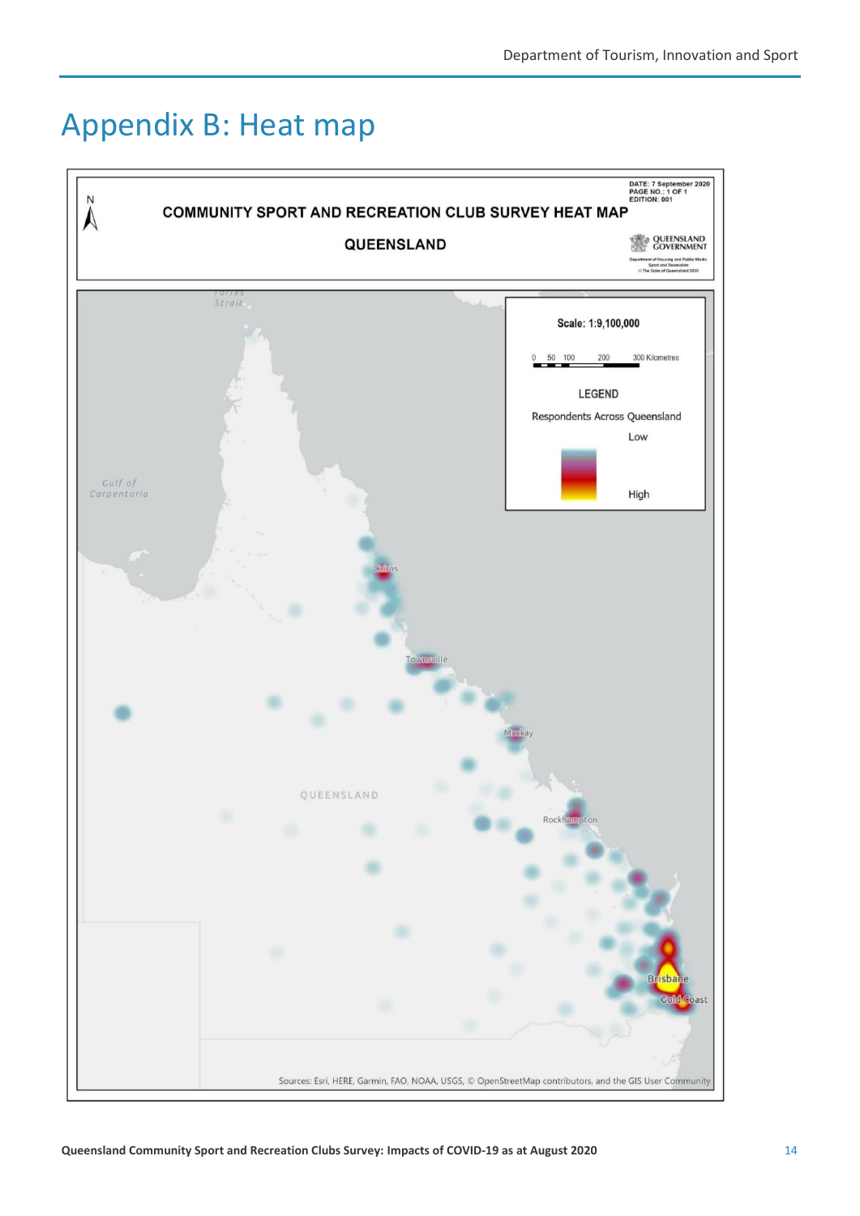# Appendix B: Heat map

N

COMMUNITY SPORT AND RECREATION CLUB SURVEY HEAT MAP

QUEENSLAND

DATE: 7 September 2020
PAGE NO.: 1 OF 1
EDITION: 001

QUEENSLAND GOVERNMENT

Department of Housing and Public Works
Sport and Recreation
© The State of Queensland 2020

Scale: 1:9,100,000

0 50 100 200 300 Kilometres

LEGEND

Respondents Across Queensland

Low

High

Torres Strait

Gulf of Carpentaria

Cairns

Townsville

Mackay

QUEENSLAND

Rockhampton

Brisbane

Gold Coast

Sources: Esri, HERE, Garmin, FAO, NOAA, USGS, © OpenStreetMap contributors, and the GIS User Community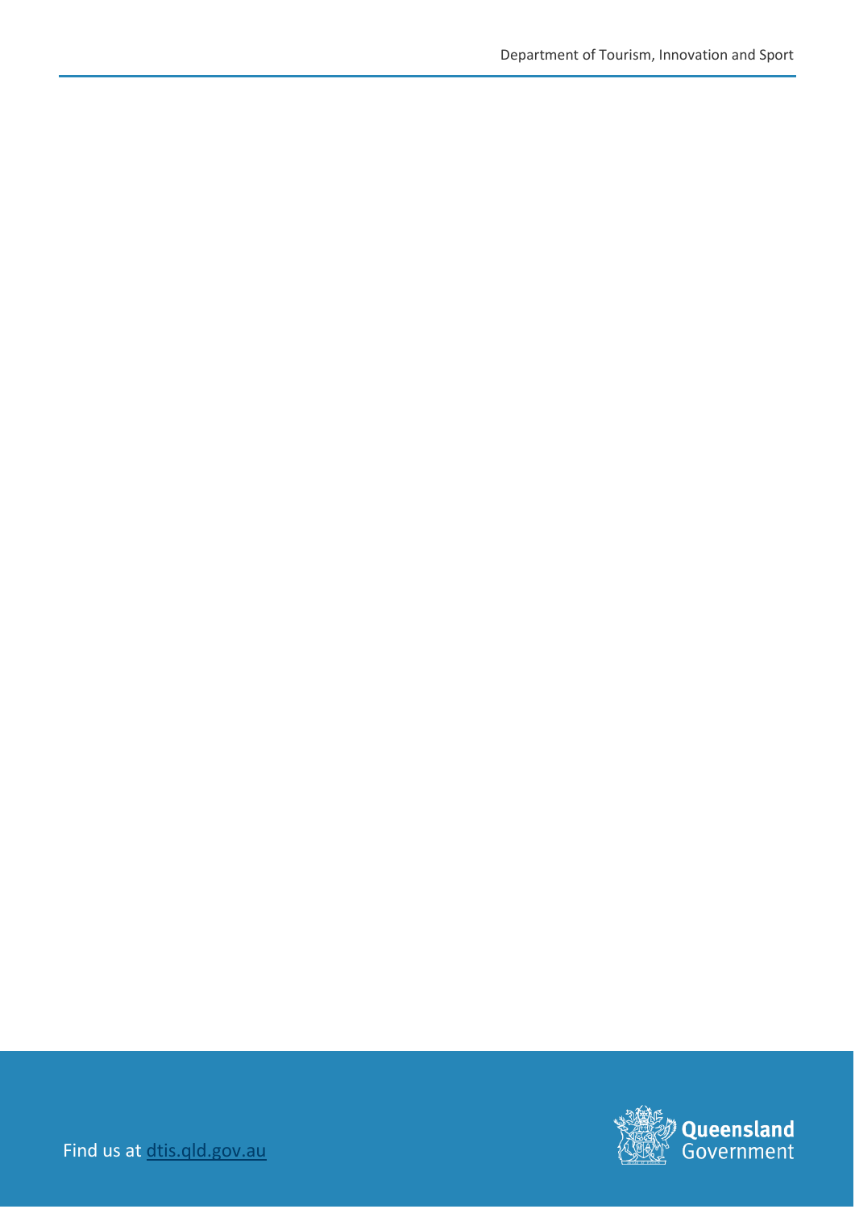Find us at [dtis.qld.gov.au](https://dtis.qld.gov.au)

Queensland Government